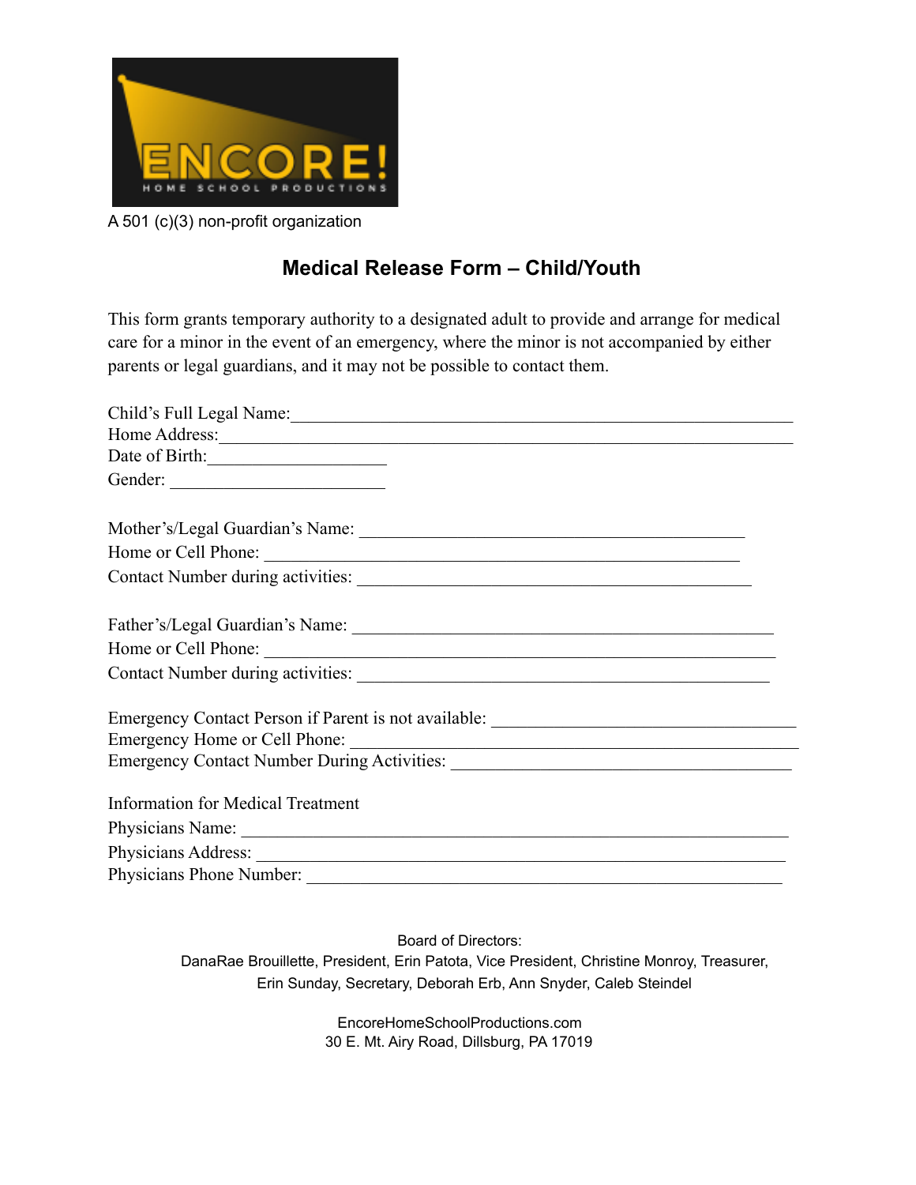ENCORE!

HOME SCHOOL PRODUCTIONS

A 501 (c)(3) non-profit organization

# Medical Release Form – Child/Youth

This form grants temporary authority to a designated adult to provide and arrange for medical care for a minor in the event of an emergency, where the minor is not accompanied by either parents or legal guardians, and it may not be possible to contact them.

Child's Full Legal Name:_______________________________________________________
Home Address:_____________________________________________________________
Date of Birth:___________________
Gender: _____________________

Mother's/Legal Guardian's Name: ________________________________________
Home or Cell Phone: ____________________________________________________
Contact Number during activities: _______________________________________

Father's/Legal Guardian's Name: _____________________________________________
Home or Cell Phone: ________________________________________________________
Contact Number during activities: ____________________________________________

Emergency Contact Person if Parent is not available: _______________________________
Emergency Home or Cell Phone: _________________________________________________
Emergency Contact Number During Activities: ___________________________________

Information for Medical Treatment

Physicians Name: ___________________________________________________________
Physicians Address: _________________________________________________________
Physicians Phone Number: ___________________________________________________

Board of Directors:
DanaRae Brouillette, President, Erin Patota, Vice President, Christine Monroy, Treasurer, Erin Sunday, Secretary, Deborah Erb, Ann Snyder, Caleb Steindel

EncoreHomeSchoolProductions.com
30 E. Mt. Airy Road, Dillsburg, PA 17019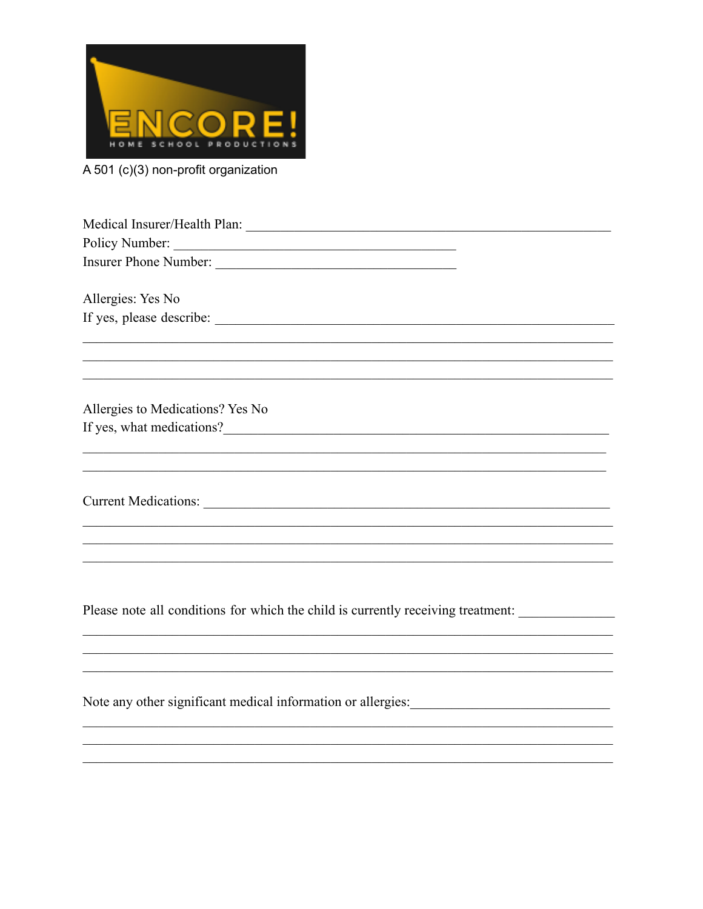ENCORE!

HOME SCHOOL PRODUCTIONS

A 501 (c)(3) non-profit organization

Medical Insurer/Health Plan: ____________________________________________________

Policy Number: __________________________________________

Insurer Phone Number: ____________________________________

Allergies: Yes No

If yes, please describe: ______________________________________________________________

______________________________________________________________________________

______________________________________________________________________________

______________________________________________________________________________

Allergies to Medications? Yes No

If yes, what medications?_______________________________________________________

______________________________________________________________________________

______________________________________________________________________________

Current Medications: ____________________________________________________________

______________________________________________________________________________

______________________________________________________________________________

______________________________________________________________________________

Please note all conditions for which the child is currently receiving treatment: _____________

______________________________________________________________________________

______________________________________________________________________________

______________________________________________________________________________

Note any other significant medical information or allergies:___________________________

______________________________________________________________________________

______________________________________________________________________________

______________________________________________________________________________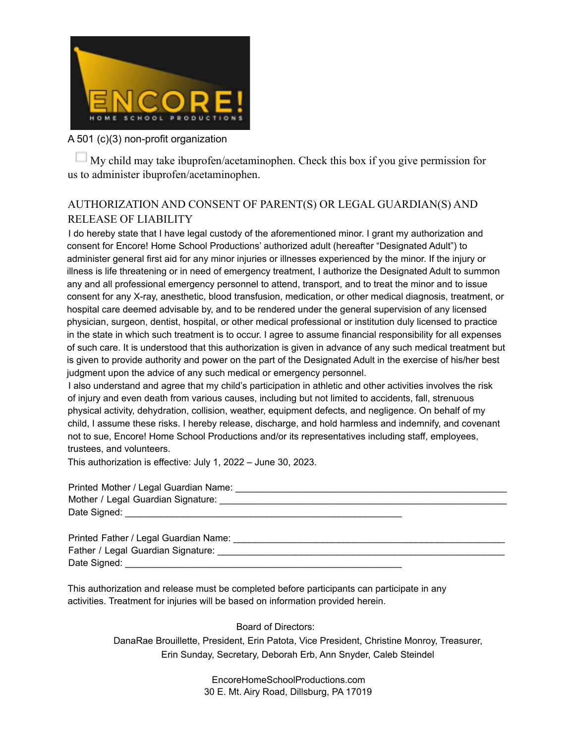A 501 (c)(3) non-profit organization

☐ My child may take ibuprofen/acetaminophen. Check this box if you give permission for us to administer ibuprofen/acetaminophen.

## AUTHORIZATION AND CONSENT OF PARENT(S) OR LEGAL GUARDIAN(S) AND RELEASE OF LIABILITY

I do hereby state that I have legal custody of the aforementioned minor. I grant my authorization and consent for Encore! Home School Productions' authorized adult (hereafter "Designated Adult") to administer general first aid for any minor injuries or illnesses experienced by the minor. If the injury or illness is life threatening or in need of emergency treatment, I authorize the Designated Adult to summon any and all professional emergency personnel to attend, transport, and to treat the minor and to issue consent for any X-ray, anesthetic, blood transfusion, medication, or other medical diagnosis, treatment, or hospital care deemed advisable by, and to be rendered under the general supervision of any licensed physician, surgeon, dentist, hospital, or other medical professional or institution duly licensed to practice in the state in which such treatment is to occur. I agree to assume financial responsibility for all expenses of such care. It is understood that this authorization is given in advance of any such medical treatment but is given to provide authority and power on the part of the Designated Adult in the exercise of his/her best judgment upon the advice of any such medical or emergency personnel.

I also understand and agree that my child's participation in athletic and other activities involves the risk of injury and even death from various causes, including but not limited to accidents, fall, strenuous physical activity, dehydration, collision, weather, equipment defects, and negligence. On behalf of my child, I assume these risks. I hereby release, discharge, and hold harmless and indemnify, and covenant not to sue, Encore! Home School Productions and/or its representatives including staff, employees, trustees, and volunteers.

This authorization is effective: July 1, 2022 – June 30, 2023.

Printed Mother / Legal Guardian Name: ____________________________________________
Mother / Legal Guardian Signature: ______________________________________________
Date Signed: ___________________________________________

Printed Father / Legal Guardian Name: ____________________________________________
Father / Legal Guardian Signature: _______________________________________________
Date Signed: ___________________________________________

This authorization and release must be completed before participants can participate in any activities. Treatment for injuries will be based on information provided herein.

Board of Directors:
DanaRae Brouillette, President, Erin Patota, Vice President, Christine Monroy, Treasurer, Erin Sunday, Secretary, Deborah Erb, Ann Snyder, Caleb Steindel

EncoreHomeSchoolProductions.com
30 E. Mt. Airy Road, Dillsburg, PA 17019